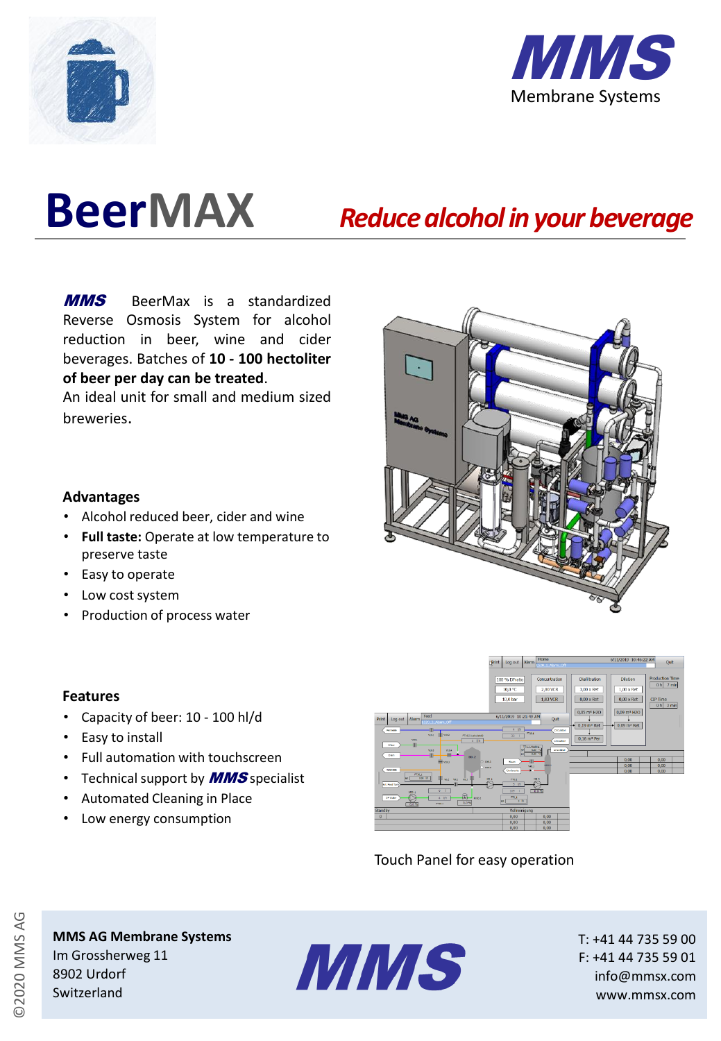MMS
Membrane Systems

# BeerMAX

## *Reduce alcohol in your beverage*

***MMS*** BeerMax is a standardized Reverse Osmosis System for alcohol reduction in beer, wine and cider beverages. Batches of **10 - 100 hectoliter of beer per day can be treated**.
An ideal unit for small and medium sized breweries.

### Advantages

- Alcohol reduced beer, cider and wine
- **Full taste:** Operate at low temperature to preserve taste
- Easy to operate
- Low cost system
- Production of process water

### Features

- Capacity of beer: 10 - 100 hl/d
- Easy to install
- Full automation with touchscreen
- Technical support by ***MMS*** specialist
- Automated Cleaning in Place
- Low energy consumption

Touch Panel for easy operation

**MMS AG Membrane Systems**
Im Grossherweg 11
8902 Urdorf
Switzerland

T: +41 44 735 59 00
F: +41 44 735 59 01
info@mmsx.com
www.mmsx.com

©2020 MMS AG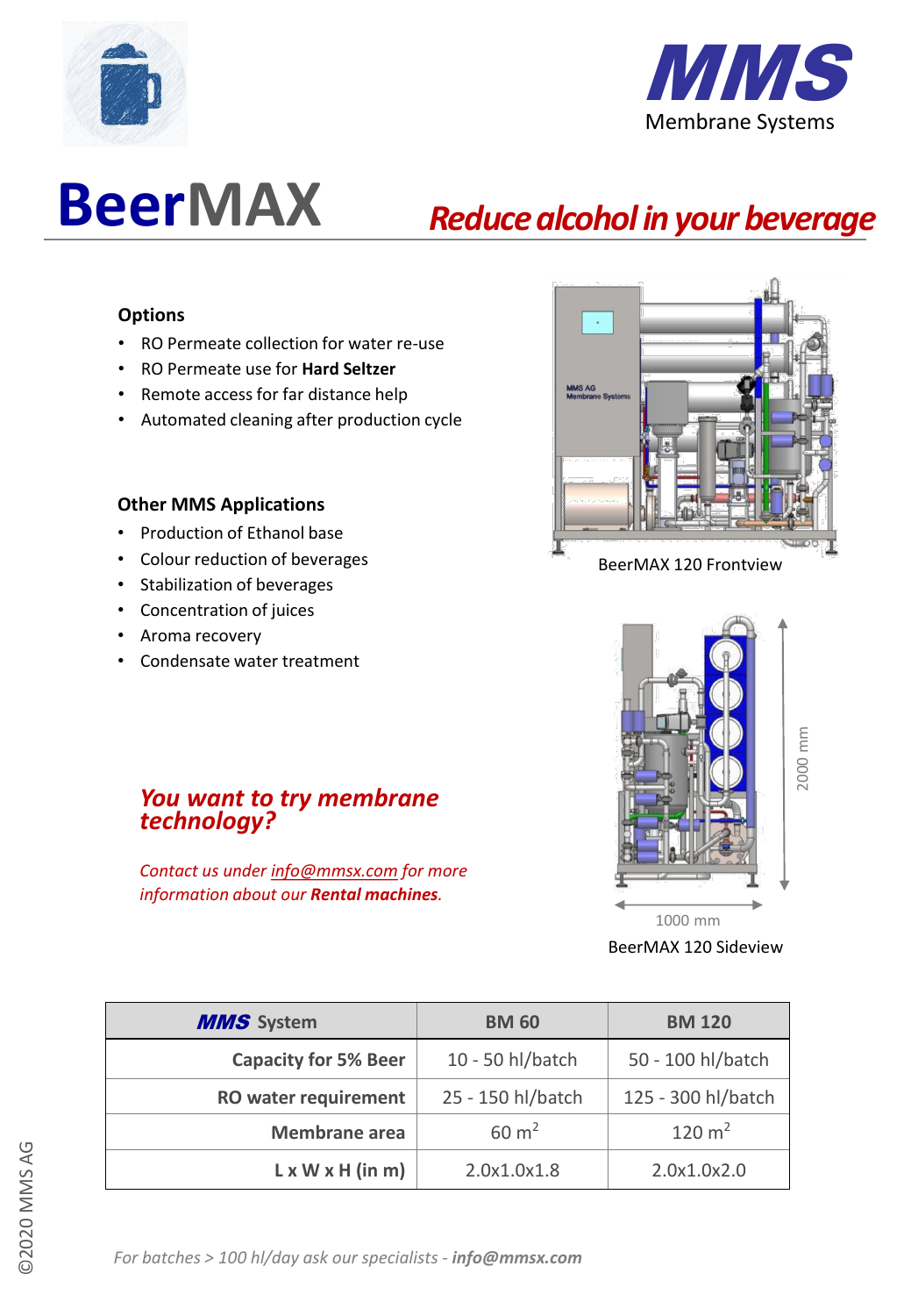MMS
Membrane Systems

# BeerMAX

## *Reduce alcohol in your beverage*

### Options

- RO Permeate collection for water re-use
- RO Permeate use for **Hard Seltzer**
- Remote access for far distance help
- Automated cleaning after production cycle

### Other MMS Applications

- Production of Ethanol base
- Colour reduction of beverages
- Stabilization of beverages
- Concentration of juices
- Aroma recovery
- Condensate water treatment

BeerMAX 120 Frontview

2000 mm

1000 mm

BeerMAX 120 Sideview

### *You want to try membrane technology?*

*Contact us under info@mmsx.com for more information about our **Rental machines**.*

| ***MMS*** System | BM 60 | BM 120 |
|---|---|---|
| **Capacity for 5% Beer** | 10 - 50 hl/batch | 50 - 100 hl/batch |
| **RO water requirement** | 25 - 150 hl/batch | 125 - 300 hl/batch |
| **Membrane area** | 60 $m^2$ | 120 $m^2$ |
| **L x W x H (in m)** | 2.0x1.0x1.8 | 2.0x1.0x2.0 |

*For batches > 100 hl/day ask our specialists - **info@mmsx.com***

©2020 MMS AG